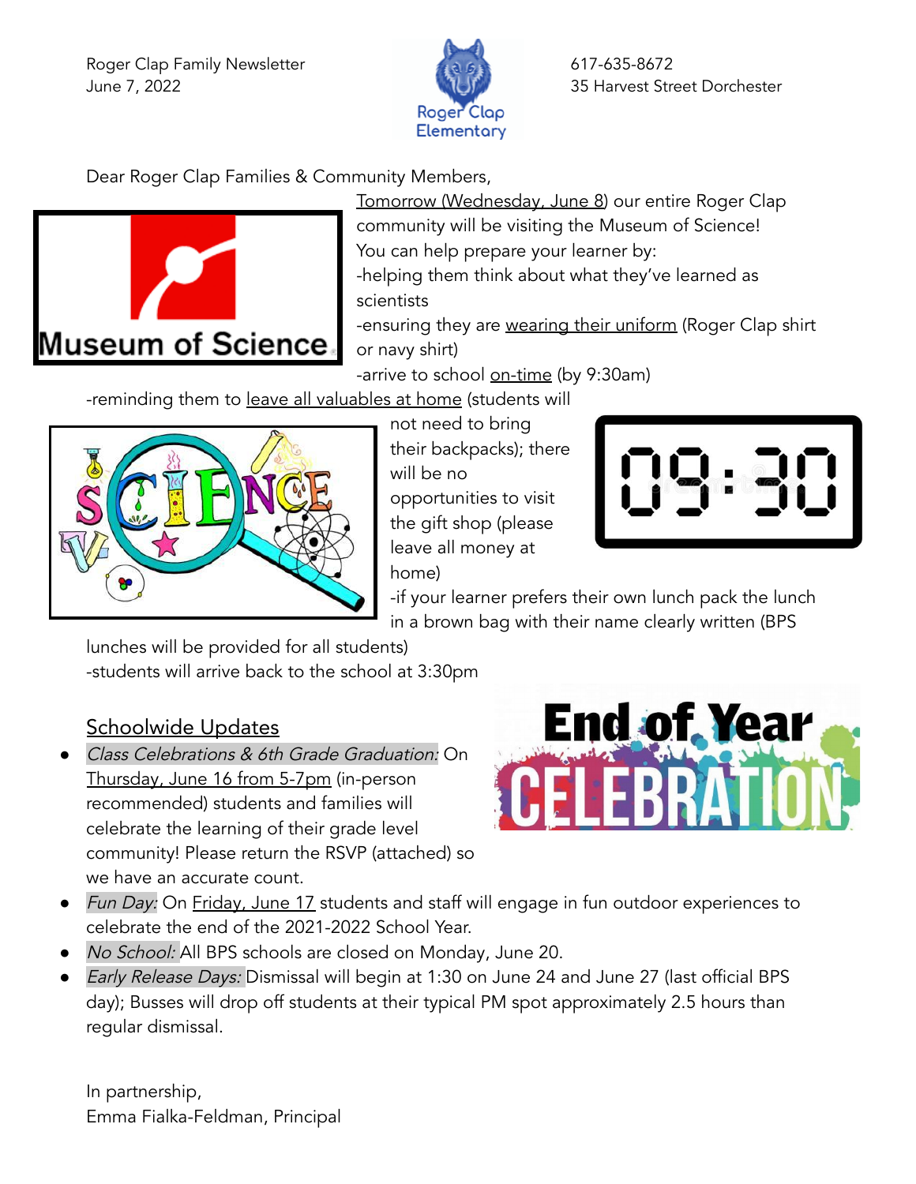Roger Clap Family Newsletter
June 7, 2022

617-635-8672
35 Harvest Street Dorchester

Dear Roger Clap Families & Community Members,

Tomorrow (Wednesday, June 8) our entire Roger Clap community will be visiting the Museum of Science! You can help prepare your learner by:

-helping them think about what they've learned as scientists
-ensuring they are wearing their uniform (Roger Clap shirt or navy shirt)
-arrive to school on-time (by 9:30am)
-reminding them to leave all valuables at home (students will not need to bring their backpacks); there will be no opportunities to visit the gift shop (please leave all money at home)
-if your learner prefers their own lunch pack the lunch in a brown bag with their name clearly written (BPS lunches will be provided for all students)
-students will arrive back to the school at 3:30pm

## Schoolwide Updates

- *Class Celebrations & 6th Grade Graduation:* On Thursday, June 16 from 5-7pm (in-person recommended) students and families will celebrate the learning of their grade level community! Please return the RSVP (attached) so we have an accurate count.
- *Fun Day:* On Friday, June 17 students and staff will engage in fun outdoor experiences to celebrate the end of the 2021-2022 School Year.
- *No School:* All BPS schools are closed on Monday, June 20.
- *Early Release Days:* Dismissal will begin at 1:30 on June 24 and June 27 (last official BPS day); Busses will drop off students at their typical PM spot approximately 2.5 hours than regular dismissal.

In partnership,
Emma Fialka-Feldman, Principal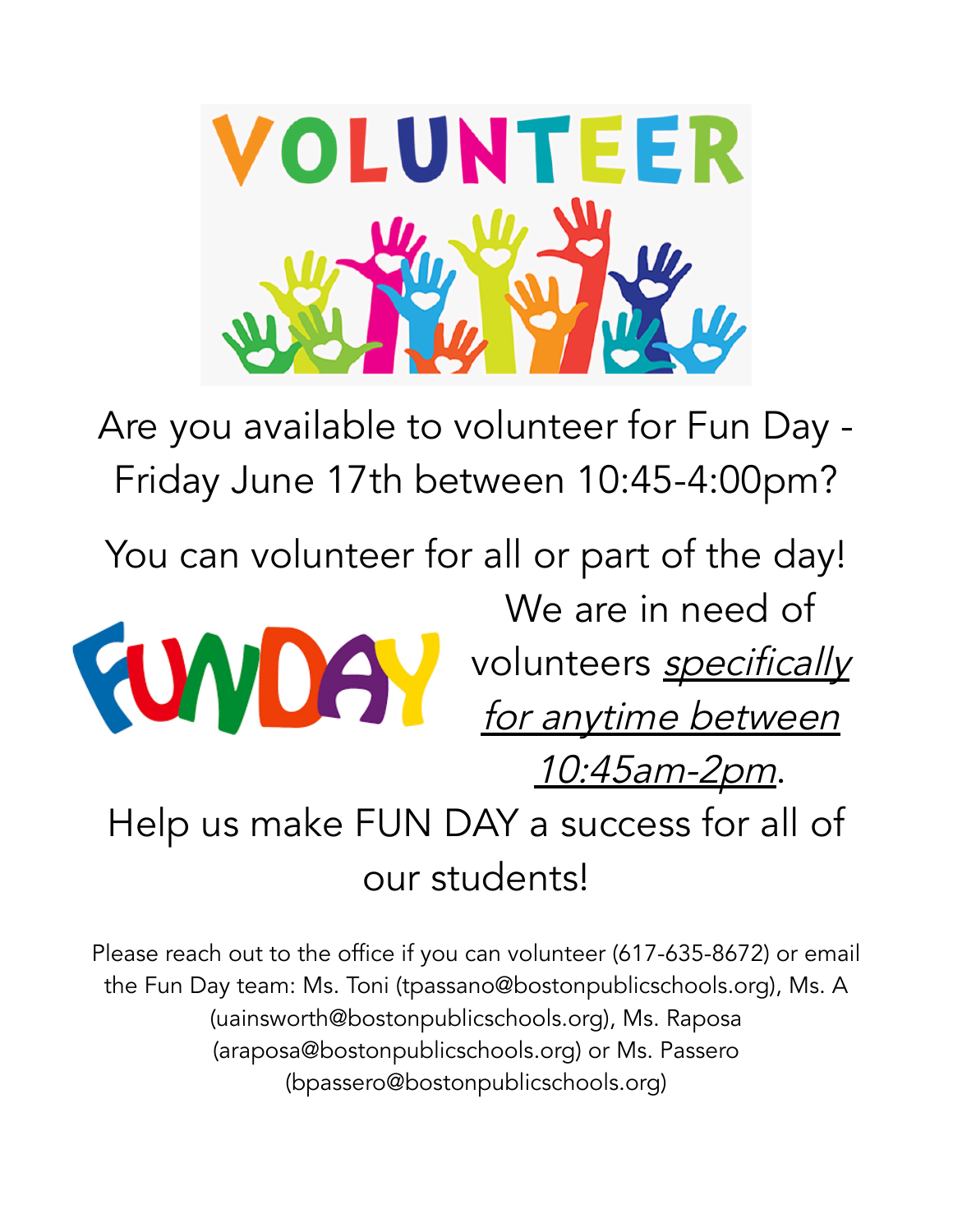# VOLUNTEER

Are you available to volunteer for Fun Day - Friday June 17th between 10:45-4:00pm?

You can volunteer for all or part of the day!

FUNDAY

We are in need of volunteers *specifically for anytime between 10:45am-2pm*.

Help us make FUN DAY a success for all of our students!

Please reach out to the office if you can volunteer (617-635-8672) or email the Fun Day team: Ms. Toni (tpassano@bostonpublicschools.org), Ms. A (uainsworth@bostonpublicschools.org), Ms. Raposa (araposa@bostonpublicschools.org) or Ms. Passero (bpassero@bostonpublicschools.org)